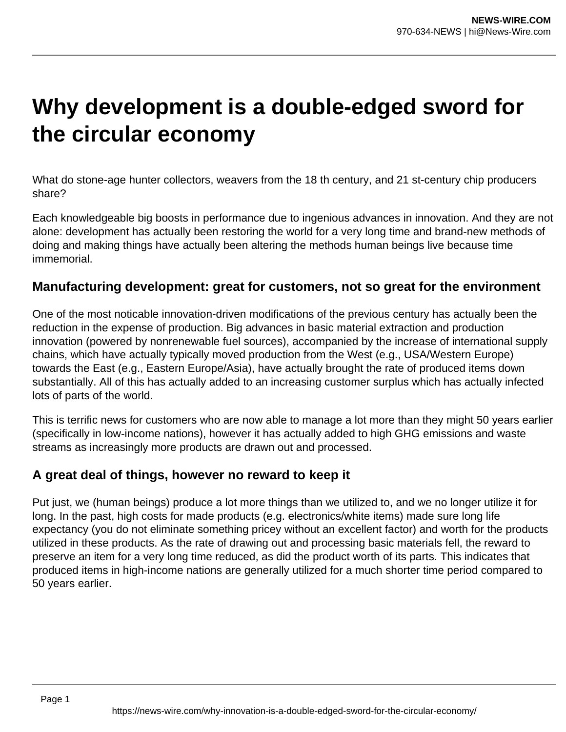# Why development is a double-edged sword for the circular economy

What do stone-age hunter collectors, weavers from the 18 th century, and 21 st-century chip producers share?

Each knowledgeable big boosts in performance due to ingenious advances in innovation. And they are not alone: development has actually been restoring the world for a very long time and brand-new methods of doing and making things have actually been altering the methods human beings live because time immemorial.

## Manufacturing development: great for customers, not so great for the environment

One of the most noticable innovation-driven modifications of the previous century has actually been the reduction in the expense of production. Big advances in basic material extraction and production innovation (powered by nonrenewable fuel sources), accompanied by the increase of international supply chains, which have actually typically moved production from the West (e.g., USA/Western Europe) towards the East (e.g., Eastern Europe/Asia), have actually brought the rate of produced items down substantially. All of this has actually added to an increasing customer surplus which has actually infected lots of parts of the world.

This is terrific news for customers who are now able to manage a lot more than they might 50 years earlier (specifically in low-income nations), however it has actually added to high GHG emissions and waste streams as increasingly more products are drawn out and processed.

## A great deal of things, however no reward to keep it

Put just, we (human beings) produce a lot more things than we utilized to, and we no longer utilize it for long. In the past, high costs for made products (e.g. electronics/white items) made sure long life expectancy (you do not eliminate something pricey without an excellent factor) and worth for the products utilized in these products. As the rate of drawing out and processing basic materials fell, the reward to preserve an item for a very long time reduced, as did the product worth of its parts. This indicates that produced items in high-income nations are generally utilized for a much shorter time period compared to 50 years earlier.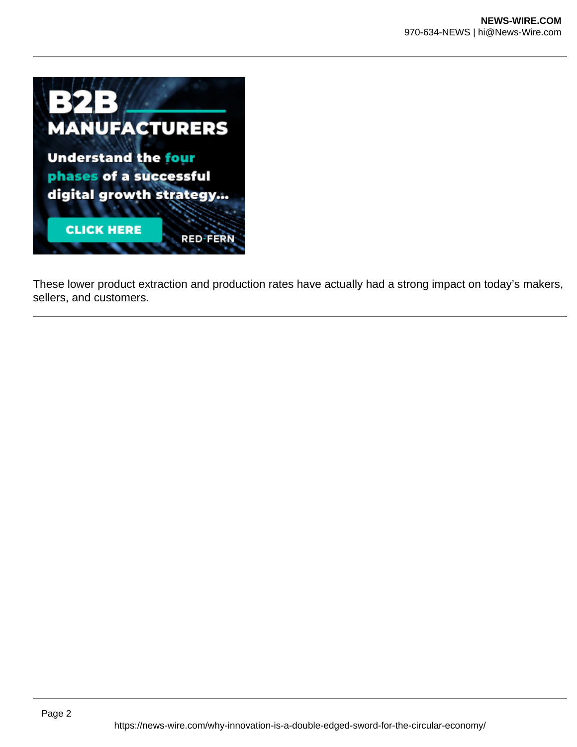These lower product extraction and production rates have actually had a strong impact on today's makers, sellers, and customers.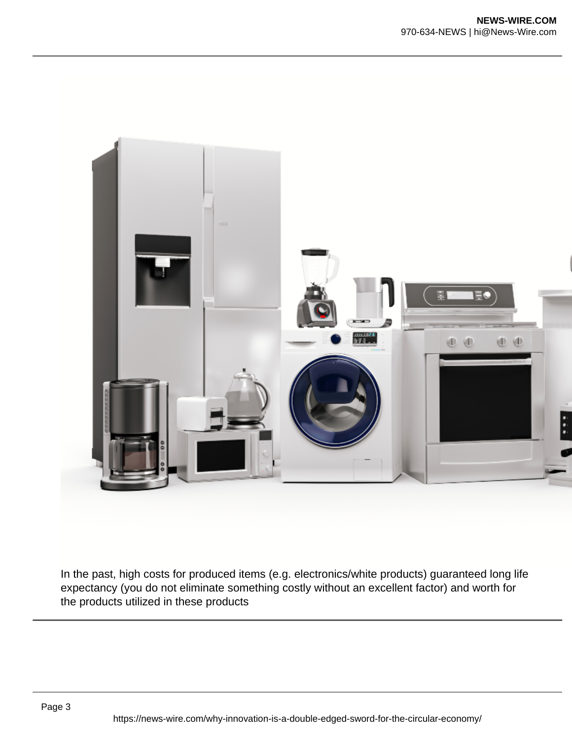In the past, high costs for produced items (e.g. electronics/white products) guaranteed long life expectancy (you do not eliminate something costly without an excellent factor) and worth for the products utilized in these products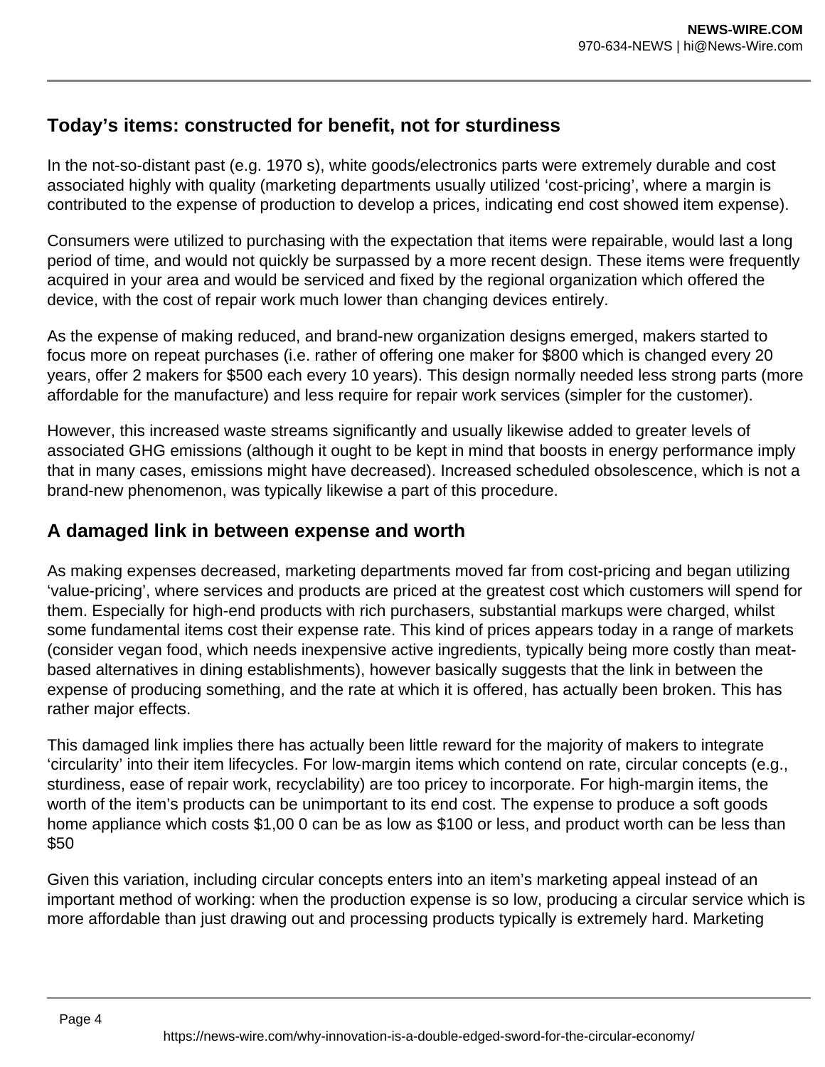## Today's items: constructed for benefit, not for sturdiness

In the not-so-distant past (e.g. 1970 s), white goods/electronics parts were extremely durable and cost associated highly with quality (marketing departments usually utilized 'cost-pricing', where a margin is contributed to the expense of production to develop a prices, indicating end cost showed item expense).

Consumers were utilized to purchasing with the expectation that items were repairable, would last a long period of time, and would not quickly be surpassed by a more recent design. These items were frequently acquired in your area and would be serviced and fixed by the regional organization which offered the device, with the cost of repair work much lower than changing devices entirely.

As the expense of making reduced, and brand-new organization designs emerged, makers started to focus more on repeat purchases (i.e. rather of offering one maker for $800 which is changed every 20 years, offer 2 makers for $500 each every 10 years). This design normally needed less strong parts (more affordable for the manufacture) and less require for repair work services (simpler for the customer).

However, this increased waste streams significantly and usually likewise added to greater levels of associated GHG emissions (although it ought to be kept in mind that boosts in energy performance imply that in many cases, emissions might have decreased). Increased scheduled obsolescence, which is not a brand-new phenomenon, was typically likewise a part of this procedure.

## A damaged link in between expense and worth

As making expenses decreased, marketing departments moved far from cost-pricing and began utilizing 'value-pricing', where services and products are priced at the greatest cost which customers will spend for them. Especially for high-end products with rich purchasers, substantial markups were charged, whilst some fundamental items cost their expense rate. This kind of prices appears today in a range of markets (consider vegan food, which needs inexpensive active ingredients, typically being more costly than meat-based alternatives in dining establishments), however basically suggests that the link in between the expense of producing something, and the rate at which it is offered, has actually been broken. This has rather major effects.

This damaged link implies there has actually been little reward for the majority of makers to integrate 'circularity' into their item lifecycles. For low-margin items which contend on rate, circular concepts (e.g., sturdiness, ease of repair work, recyclability) are too pricey to incorporate. For high-margin items, the worth of the item's products can be unimportant to its end cost. The expense to produce a soft goods home appliance which costs $1,00 0 can be as low as $100 or less, and product worth can be less than $50

Given this variation, including circular concepts enters into an item's marketing appeal instead of an important method of working: when the production expense is so low, producing a circular service which is more affordable than just drawing out and processing products typically is extremely hard. Marketing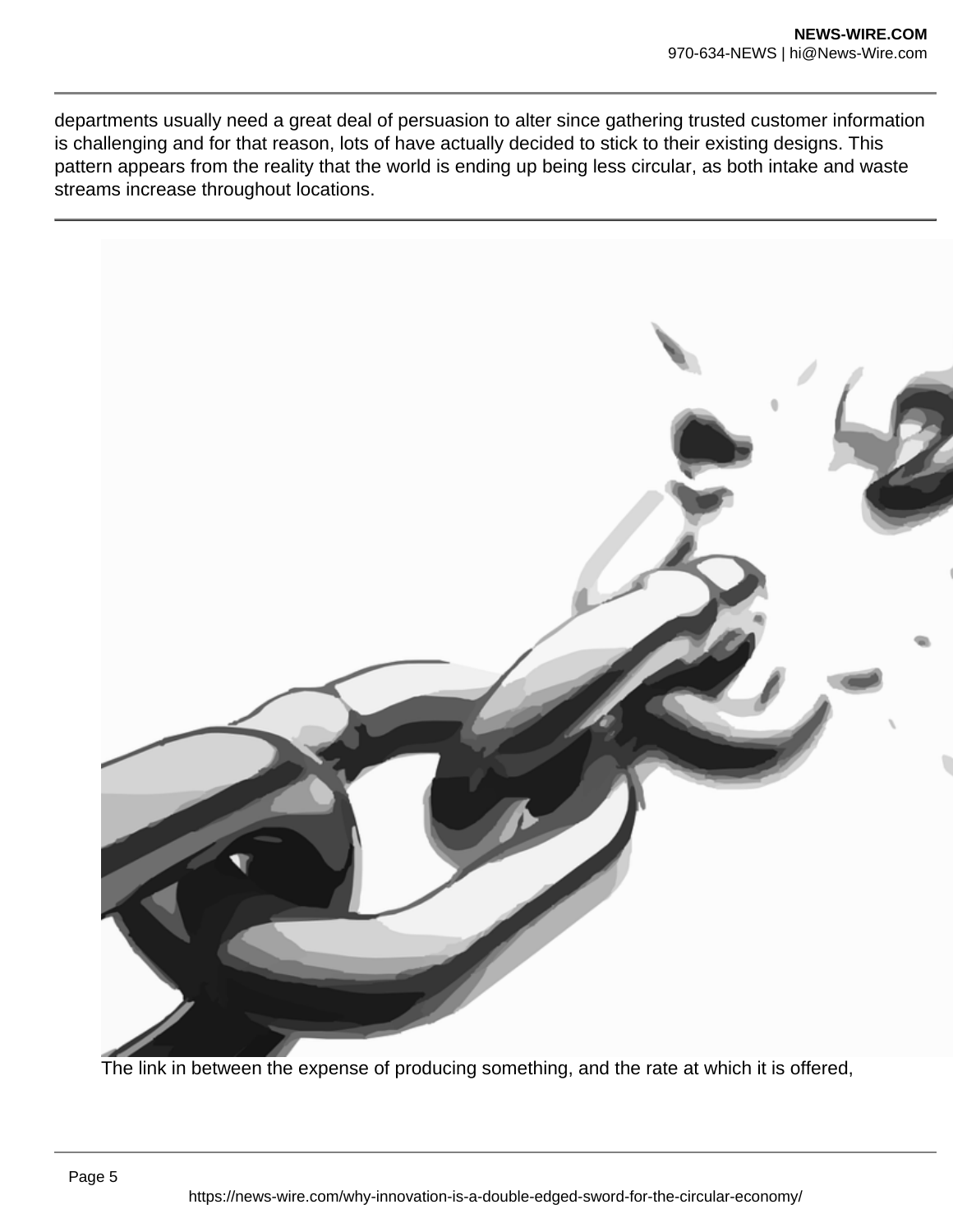departments usually need a great deal of persuasion to alter since gathering trusted customer information is challenging and for that reason, lots of have actually decided to stick to their existing designs. This pattern appears from the reality that the world is ending up being less circular, as both intake and waste streams increase throughout locations.

The link in between the expense of producing something, and the rate at which it is offered,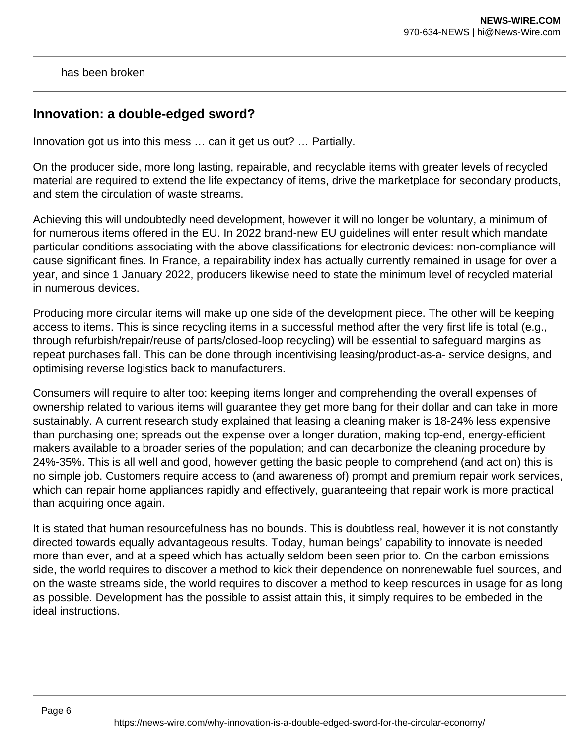has been broken

## Innovation: a double-edged sword?

Innovation got us into this mess … can it get us out? … Partially.

On the producer side, more long lasting, repairable, and recyclable items with greater levels of recycled material are required to extend the life expectancy of items, drive the marketplace for secondary products, and stem the circulation of waste streams.

Achieving this will undoubtedly need development, however it will no longer be voluntary, a minimum of for numerous items offered in the EU. In 2022 brand-new EU guidelines will enter result which mandate particular conditions associating with the above classifications for electronic devices: non-compliance will cause significant fines. In France, a repairability index has actually currently remained in usage for over a year, and since 1 January 2022, producers likewise need to state the minimum level of recycled material in numerous devices.

Producing more circular items will make up one side of the development piece. The other will be keeping access to items. This is since recycling items in a successful method after the very first life is total (e.g., through refurbish/repair/reuse of parts/closed-loop recycling) will be essential to safeguard margins as repeat purchases fall. This can be done through incentivising leasing/product-as-a- service designs, and optimising reverse logistics back to manufacturers.

Consumers will require to alter too: keeping items longer and comprehending the overall expenses of ownership related to various items will guarantee they get more bang for their dollar and can take in more sustainably. A current research study explained that leasing a cleaning maker is 18-24% less expensive than purchasing one; spreads out the expense over a longer duration, making top-end, energy-efficient makers available to a broader series of the population; and can decarbonize the cleaning procedure by 24%-35%. This is all well and good, however getting the basic people to comprehend (and act on) this is no simple job. Customers require access to (and awareness of) prompt and premium repair work services, which can repair home appliances rapidly and effectively, guaranteeing that repair work is more practical than acquiring once again.

It is stated that human resourcefulness has no bounds. This is doubtless real, however it is not constantly directed towards equally advantageous results. Today, human beings' capability to innovate is needed more than ever, and at a speed which has actually seldom been seen prior to. On the carbon emissions side, the world requires to discover a method to kick their dependence on nonrenewable fuel sources, and on the waste streams side, the world requires to discover a method to keep resources in usage for as long as possible. Development has the possible to assist attain this, it simply requires to be embeded in the ideal instructions.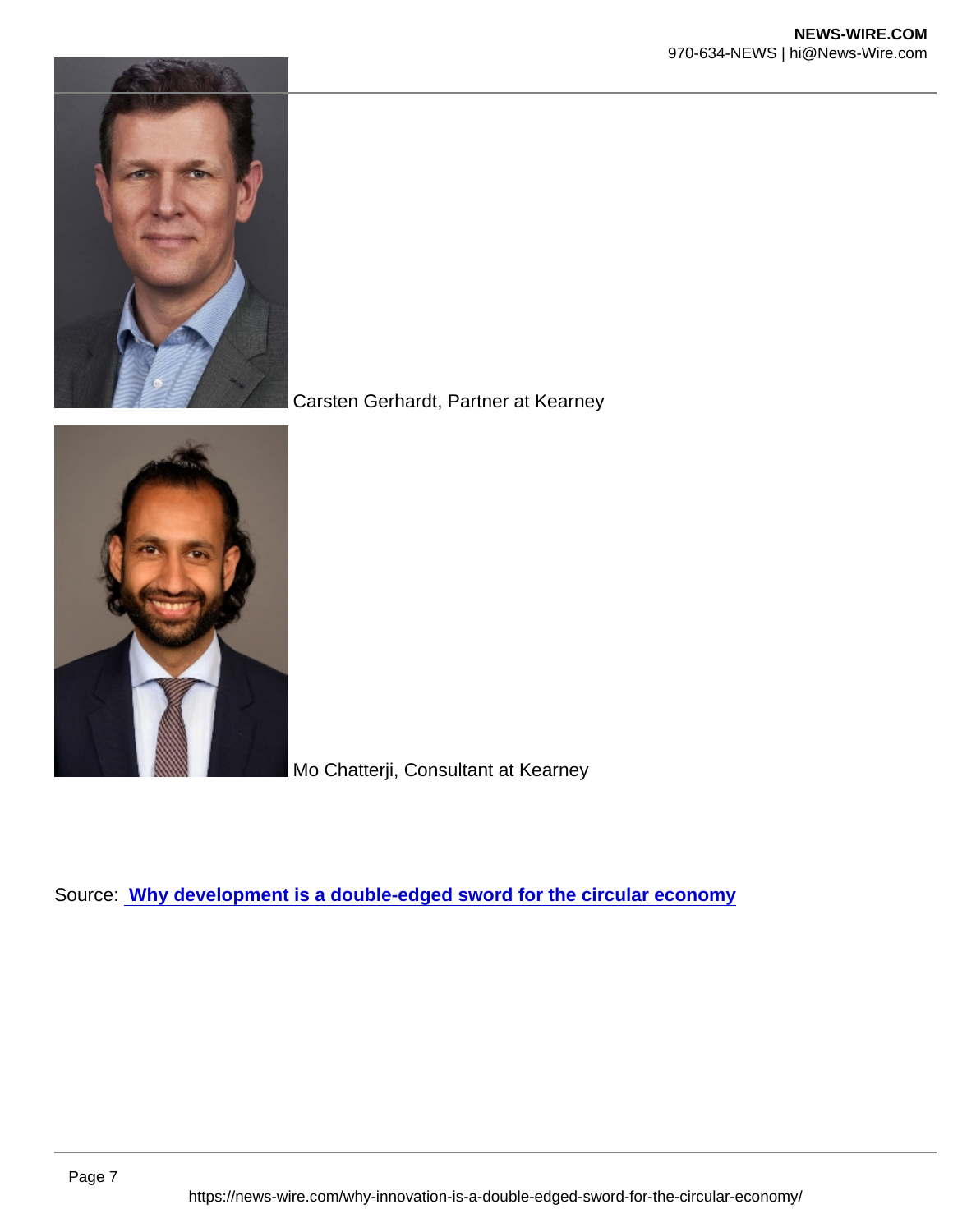Carsten Gerhardt, Partner at Kearney

Mo Chatterji, Consultant at Kearney

Source: [Why development is a double-edged sword for the circular economy](https://news-wire.com/why-innovation-is-a-double-edged-sword-for-the-circular-economy/)